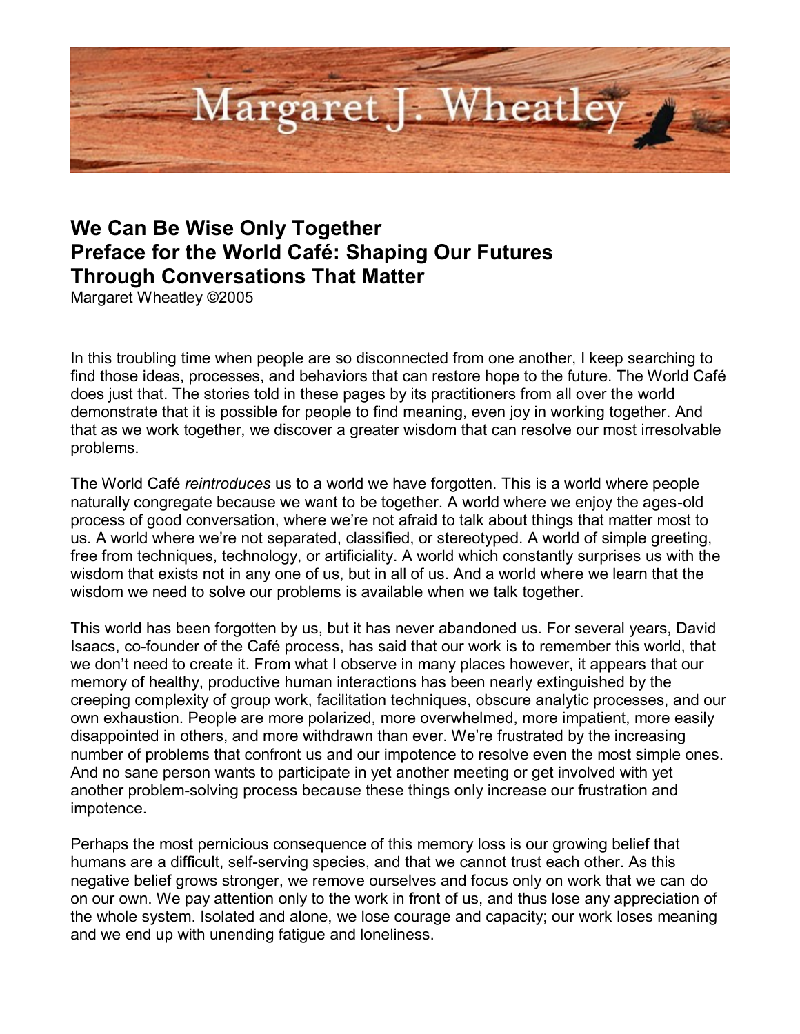Margaret J. Wheatley

# We Can Be Wise Only Together
# Preface for the World Café: Shaping Our Futures Through Conversations That Matter

Margaret Wheatley ©2005

In this troubling time when people are so disconnected from one another, I keep searching to find those ideas, processes, and behaviors that can restore hope to the future. The World Café does just that. The stories told in these pages by its practitioners from all over the world demonstrate that it is possible for people to find meaning, even joy in working together. And that as we work together, we discover a greater wisdom that can resolve our most irresolvable problems.

The World Café *reintroduces* us to a world we have forgotten. This is a world where people naturally congregate because we want to be together. A world where we enjoy the ages-old process of good conversation, where we're not afraid to talk about things that matter most to us. A world where we're not separated, classified, or stereotyped. A world of simple greeting, free from techniques, technology, or artificiality. A world which constantly surprises us with the wisdom that exists not in any one of us, but in all of us. And a world where we learn that the wisdom we need to solve our problems is available when we talk together.

This world has been forgotten by us, but it has never abandoned us. For several years, David Isaacs, co-founder of the Café process, has said that our work is to remember this world, that we don't need to create it. From what I observe in many places however, it appears that our memory of healthy, productive human interactions has been nearly extinguished by the creeping complexity of group work, facilitation techniques, obscure analytic processes, and our own exhaustion. People are more polarized, more overwhelmed, more impatient, more easily disappointed in others, and more withdrawn than ever. We're frustrated by the increasing number of problems that confront us and our impotence to resolve even the most simple ones. And no sane person wants to participate in yet another meeting or get involved with yet another problem-solving process because these things only increase our frustration and impotence.

Perhaps the most pernicious consequence of this memory loss is our growing belief that humans are a difficult, self-serving species, and that we cannot trust each other. As this negative belief grows stronger, we remove ourselves and focus only on work that we can do on our own. We pay attention only to the work in front of us, and thus lose any appreciation of the whole system. Isolated and alone, we lose courage and capacity; our work loses meaning and we end up with unending fatigue and loneliness.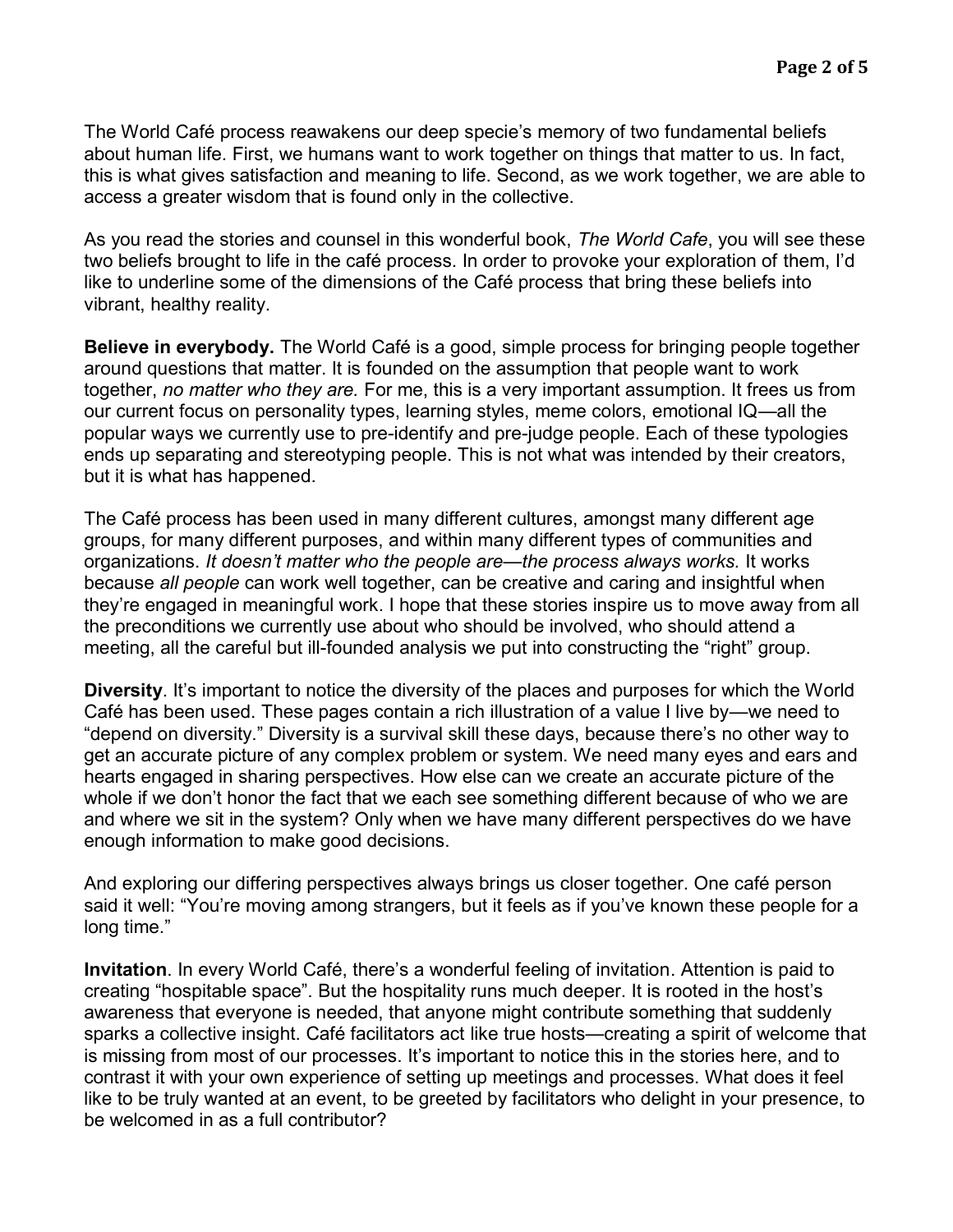The World Café process reawakens our deep specie's memory of two fundamental beliefs about human life. First, we humans want to work together on things that matter to us. In fact, this is what gives satisfaction and meaning to life. Second, as we work together, we are able to access a greater wisdom that is found only in the collective.

As you read the stories and counsel in this wonderful book, *The World Cafe*, you will see these two beliefs brought to life in the café process. In order to provoke your exploration of them, I'd like to underline some of the dimensions of the Café process that bring these beliefs into vibrant, healthy reality.

**Believe in everybody.** The World Café is a good, simple process for bringing people together around questions that matter. It is founded on the assumption that people want to work together, *no matter who they are.* For me, this is a very important assumption. It frees us from our current focus on personality types, learning styles, meme colors, emotional IQ—all the popular ways we currently use to pre-identify and pre-judge people. Each of these typologies ends up separating and stereotyping people. This is not what was intended by their creators, but it is what has happened.

The Café process has been used in many different cultures, amongst many different age groups, for many different purposes, and within many different types of communities and organizations. *It doesn't matter who the people are—the process always works.* It works because *all people* can work well together, can be creative and caring and insightful when they're engaged in meaningful work. I hope that these stories inspire us to move away from all the preconditions we currently use about who should be involved, who should attend a meeting, all the careful but ill-founded analysis we put into constructing the "right" group.

**Diversity**. It's important to notice the diversity of the places and purposes for which the World Café has been used. These pages contain a rich illustration of a value I live by—we need to "depend on diversity." Diversity is a survival skill these days, because there's no other way to get an accurate picture of any complex problem or system. We need many eyes and ears and hearts engaged in sharing perspectives. How else can we create an accurate picture of the whole if we don't honor the fact that we each see something different because of who we are and where we sit in the system? Only when we have many different perspectives do we have enough information to make good decisions.

And exploring our differing perspectives always brings us closer together. One café person said it well: "You're moving among strangers, but it feels as if you've known these people for a long time."

**Invitation**. In every World Café, there's a wonderful feeling of invitation. Attention is paid to creating "hospitable space". But the hospitality runs much deeper. It is rooted in the host's awareness that everyone is needed, that anyone might contribute something that suddenly sparks a collective insight. Café facilitators act like true hosts—creating a spirit of welcome that is missing from most of our processes. It's important to notice this in the stories here, and to contrast it with your own experience of setting up meetings and processes. What does it feel like to be truly wanted at an event, to be greeted by facilitators who delight in your presence, to be welcomed in as a full contributor?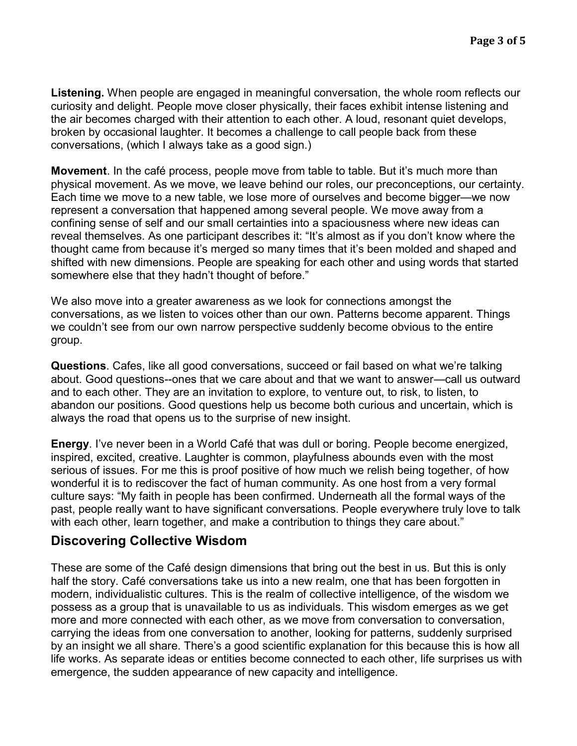**Listening.** When people are engaged in meaningful conversation, the whole room reflects our curiosity and delight. People move closer physically, their faces exhibit intense listening and the air becomes charged with their attention to each other. A loud, resonant quiet develops, broken by occasional laughter. It becomes a challenge to call people back from these conversations, (which I always take as a good sign.)

**Movement**. In the café process, people move from table to table. But it's much more than physical movement. As we move, we leave behind our roles, our preconceptions, our certainty. Each time we move to a new table, we lose more of ourselves and become bigger—we now represent a conversation that happened among several people. We move away from a confining sense of self and our small certainties into a spaciousness where new ideas can reveal themselves. As one participant describes it: "It's almost as if you don't know where the thought came from because it's merged so many times that it's been molded and shaped and shifted with new dimensions. People are speaking for each other and using words that started somewhere else that they hadn't thought of before."

We also move into a greater awareness as we look for connections amongst the conversations, as we listen to voices other than our own. Patterns become apparent. Things we couldn't see from our own narrow perspective suddenly become obvious to the entire group.

**Questions**. Cafes, like all good conversations, succeed or fail based on what we're talking about. Good questions--ones that we care about and that we want to answer—call us outward and to each other. They are an invitation to explore, to venture out, to risk, to listen, to abandon our positions. Good questions help us become both curious and uncertain, which is always the road that opens us to the surprise of new insight.

**Energy**. I've never been in a World Café that was dull or boring. People become energized, inspired, excited, creative. Laughter is common, playfulness abounds even with the most serious of issues. For me this is proof positive of how much we relish being together, of how wonderful it is to rediscover the fact of human community. As one host from a very formal culture says: "My faith in people has been confirmed. Underneath all the formal ways of the past, people really want to have significant conversations. People everywhere truly love to talk with each other, learn together, and make a contribution to things they care about."

## Discovering Collective Wisdom

These are some of the Café design dimensions that bring out the best in us. But this is only half the story. Café conversations take us into a new realm, one that has been forgotten in modern, individualistic cultures. This is the realm of collective intelligence, of the wisdom we possess as a group that is unavailable to us as individuals. This wisdom emerges as we get more and more connected with each other, as we move from conversation to conversation, carrying the ideas from one conversation to another, looking for patterns, suddenly surprised by an insight we all share. There's a good scientific explanation for this because this is how all life works. As separate ideas or entities become connected to each other, life surprises us with emergence, the sudden appearance of new capacity and intelligence.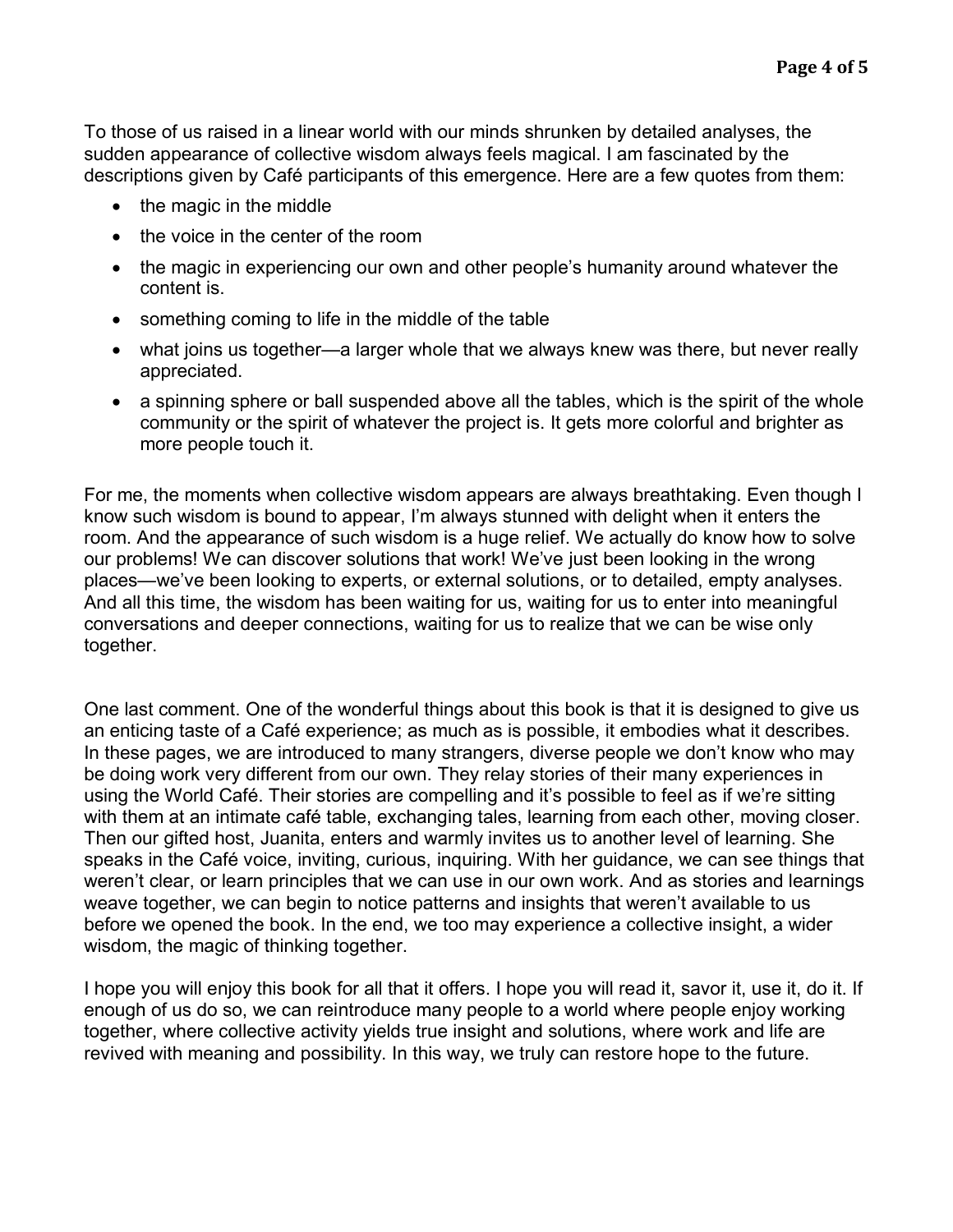To those of us raised in a linear world with our minds shrunken by detailed analyses, the sudden appearance of collective wisdom always feels magical. I am fascinated by the descriptions given by Café participants of this emergence. Here are a few quotes from them:

- the magic in the middle
- the voice in the center of the room
- the magic in experiencing our own and other people's humanity around whatever the content is.
- something coming to life in the middle of the table
- what joins us together—a larger whole that we always knew was there, but never really appreciated.
- a spinning sphere or ball suspended above all the tables, which is the spirit of the whole community or the spirit of whatever the project is. It gets more colorful and brighter as more people touch it.

For me, the moments when collective wisdom appears are always breathtaking. Even though I know such wisdom is bound to appear, I'm always stunned with delight when it enters the room. And the appearance of such wisdom is a huge relief. We actually do know how to solve our problems! We can discover solutions that work! We've just been looking in the wrong places—we've been looking to experts, or external solutions, or to detailed, empty analyses. And all this time, the wisdom has been waiting for us, waiting for us to enter into meaningful conversations and deeper connections, waiting for us to realize that we can be wise only together.

One last comment. One of the wonderful things about this book is that it is designed to give us an enticing taste of a Café experience; as much as is possible, it embodies what it describes. In these pages, we are introduced to many strangers, diverse people we don't know who may be doing work very different from our own. They relay stories of their many experiences in using the World Café. Their stories are compelling and it's possible to feel as if we're sitting with them at an intimate café table, exchanging tales, learning from each other, moving closer. Then our gifted host, Juanita, enters and warmly invites us to another level of learning. She speaks in the Café voice, inviting, curious, inquiring. With her guidance, we can see things that weren't clear, or learn principles that we can use in our own work. And as stories and learnings weave together, we can begin to notice patterns and insights that weren't available to us before we opened the book. In the end, we too may experience a collective insight, a wider wisdom, the magic of thinking together.

I hope you will enjoy this book for all that it offers. I hope you will read it, savor it, use it, do it. If enough of us do so, we can reintroduce many people to a world where people enjoy working together, where collective activity yields true insight and solutions, where work and life are revived with meaning and possibility. In this way, we truly can restore hope to the future.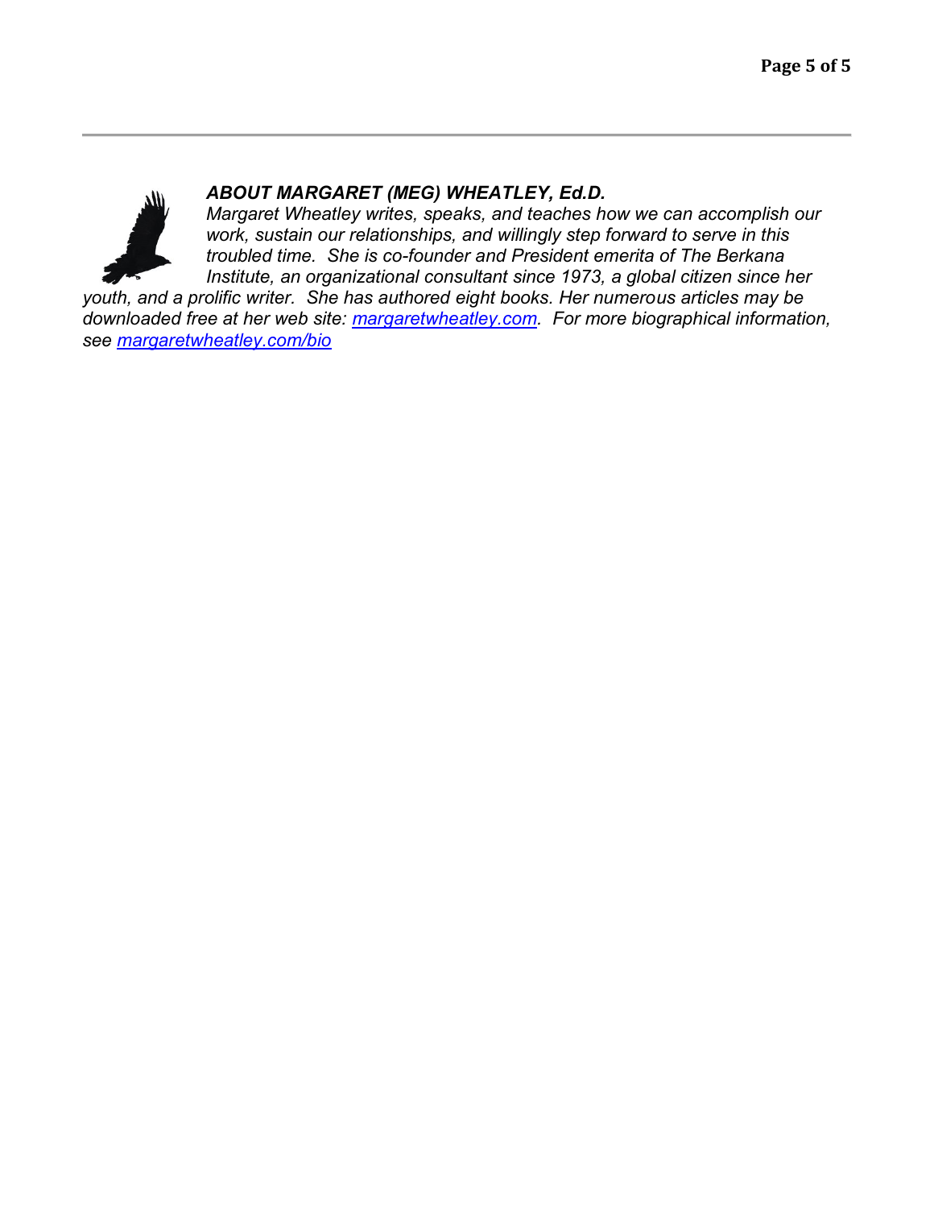***ABOUT MARGARET (MEG) WHEATLEY, Ed.D.***

*Margaret Wheatley writes, speaks, and teaches how we can accomplish our work, sustain our relationships, and willingly step forward to serve in this troubled time. She is co-founder and President emerita of The Berkana Institute, an organizational consultant since 1973, a global citizen since her youth, and a prolific writer. She has authored eight books. Her numerous articles may be downloaded free at her web site: [margaretwheatley.com](http://margaretwheatley.com). For more biographical information, see [margaretwheatley.com/bio](http://margaretwheatley.com/bio)*